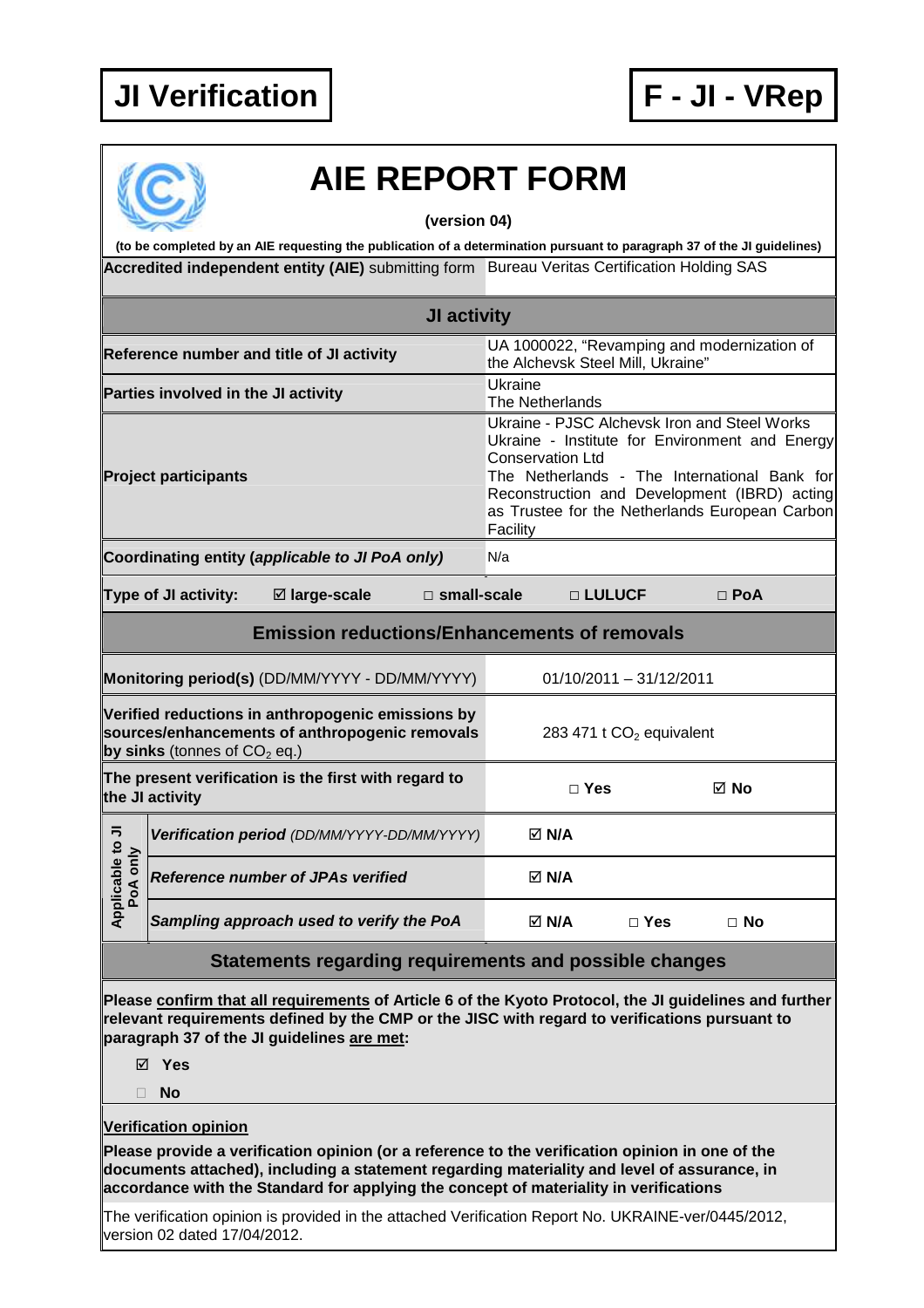# JI Verification

# F - JI - VRep

## AIE REPORT FORM

**(version 04)**

**(to be completed by an AIE requesting the publication of a determination pursuant to paragraph 37 of the JI guidelines)**

| | |
|---|---|
| **Accredited independent entity (AIE)** submitting form | Bureau Veritas Certification Holding SAS |

### JI activity

| | |
|---|---|
| **Reference number and title of JI activity** | UA 1000022, "Revamping and modernization of the Alchevsk Steel Mill, Ukraine" |
| **Parties involved in the JI activity** | Ukraine<br>The Netherlands |
| **Project participants** | Ukraine - PJSC Alchevsk Iron and Steel Works<br>Ukraine - Institute for Environment and Energy Conservation Ltd<br>The Netherlands - The International Bank for Reconstruction and Development (IBRD) acting as Trustee for the Netherlands European Carbon Facility |
| **Coordinating entity (*applicable to JI PoA only*)** | N/a |

**Type of JI activity:** ☑ **large-scale** □ **small-scale** □ **LULUCF** □ **PoA**

### Emission reductions/Enhancements of removals

| | |
|---|---|
| **Monitoring period(s)** (DD/MM/YYYY - DD/MM/YYYY) | 01/10/2011 – 31/12/2011 |
| **Verified reductions in anthropogenic emissions by sources/enhancements of anthropogenic removals by sinks** (tonnes of $CO_2$ eq.) | 283 471 t $CO_2$ equivalent |
| **The present verification is the first with regard to the JI activity** | □ **Yes** ☑ **No** |
| **Applicable to JI PoA only:** ***Verification period*** *(DD/MM/YYYY-DD/MM/YYYY)* | ☑ **N/A** |
| **Applicable to JI PoA only:** ***Reference number of JPAs verified*** | ☑ **N/A** |
| **Applicable to JI PoA only:** ***Sampling approach used to verify the PoA*** | ☑ **N/A** □ **Yes** □ **No** |

### Statements regarding requirements and possible changes

**Please confirm that all requirements of Article 6 of the Kyoto Protocol, the JI guidelines and further relevant requirements defined by the CMP or the JISC with regard to verifications pursuant to paragraph 37 of the JI guidelines are met:**

☑ **Yes**

□ **No**

**Verification opinion**

**Please provide a verification opinion (or a reference to the verification opinion in one of the documents attached), including a statement regarding materiality and level of assurance, in accordance with the Standard for applying the concept of materiality in verifications**

The verification opinion is provided in the attached Verification Report No. UKRAINE-ver/0445/2012, version 02 dated 17/04/2012.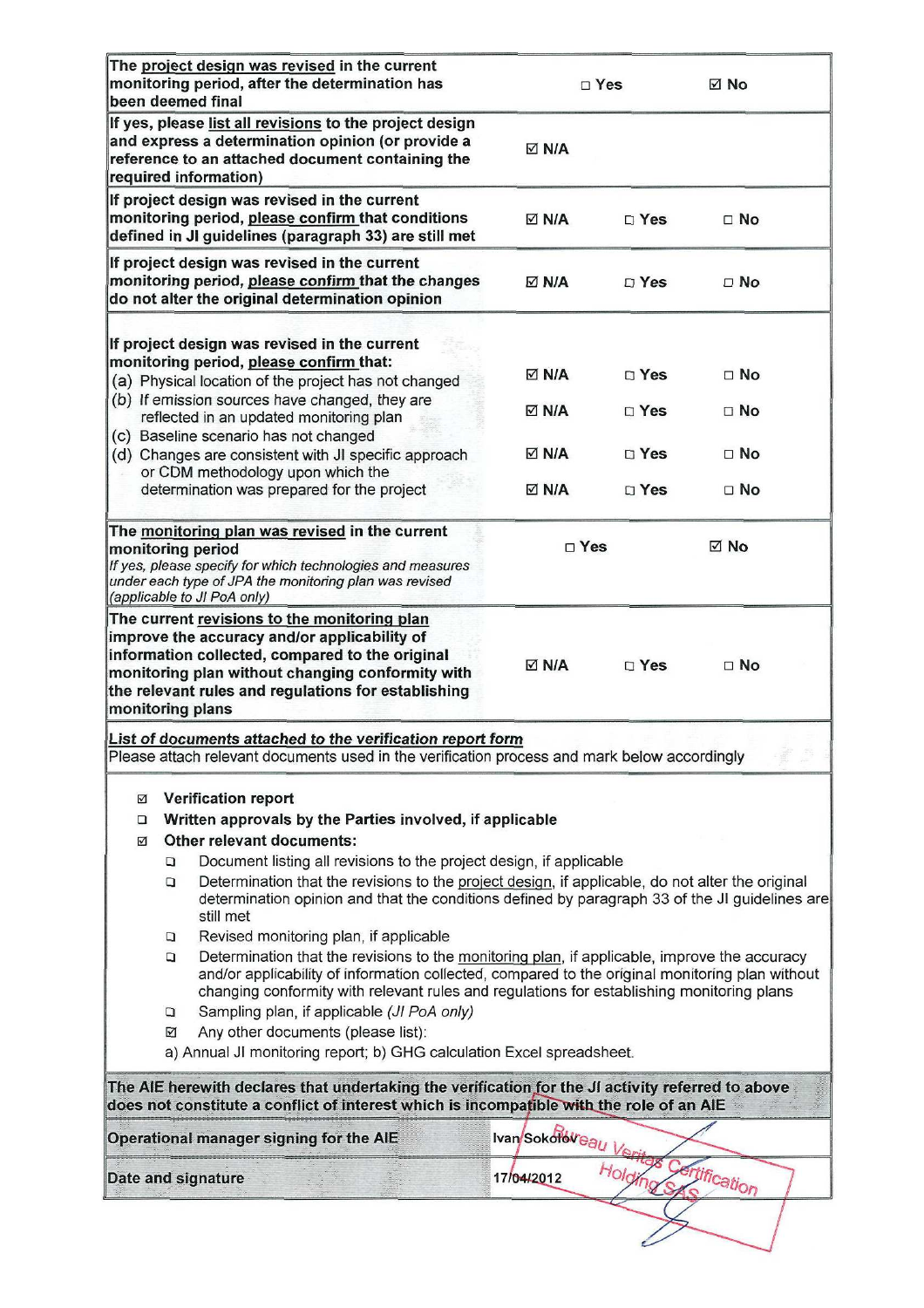| | | | |
|---|---|---|---|
| The **project design was revised** in the current monitoring period, after the determination has been deemed final | | ☐ Yes | ☑ No |
| If yes, please **list all revisions** to the project design and express a determination opinion (or provide a reference to an attached document containing the required information) | ☑ N/A | | |
| If project design was revised in the current monitoring period, **please confirm** that conditions defined in JI guidelines (paragraph 33) are still met | ☑ N/A | ☐ Yes | ☐ No |
| If project design was revised in the current monitoring period, **please confirm** that the changes do not alter the original determination opinion | ☑ N/A | ☐ Yes | ☐ No |
| If project design was revised in the current monitoring period, **please confirm** that: | | | |
| (a) Physical location of the project has not changed | ☑ N/A | ☐ Yes | ☐ No |
| (b) If emission sources have changed, they are reflected in an updated monitoring plan | ☑ N/A | ☐ Yes | ☐ No |
| (c) Baseline scenario has not changed | ☑ N/A | ☐ Yes | ☐ No |
| (d) Changes are consistent with JI specific approach or CDM methodology upon which the determination was prepared for the project | ☑ N/A | ☐ Yes | ☐ No |
| The **monitoring plan was revised** in the current monitoring period<br>*If yes, please specify for which technologies and measures under each type of JPA the monitoring plan was revised (applicable to JI PoA only)* | | ☐ Yes | ☑ No |
| The current **revisions to the monitoring plan** improve the accuracy and/or applicability of information collected, compared to the original monitoring plan without changing conformity with the relevant rules and regulations for establishing monitoring plans | ☑ N/A | ☐ Yes | ☐ No |

***List of documents attached to the verification report form***

Please attach relevant documents used in the verification process and mark below accordingly

- ☑ **Verification report**
- ☐ **Written approvals by the Parties involved, if applicable**
- ☑ **Other relevant documents:**
  - ☐ Document listing all revisions to the project design, if applicable
  - ☐ Determination that the revisions to the project design, if applicable, do not alter the original determination opinion and that the conditions defined by paragraph 33 of the JI guidelines are still met
  - ☐ Revised monitoring plan, if applicable
  - ☐ Determination that the revisions to the monitoring plan, if applicable, improve the accuracy and/or applicability of information collected, compared to the original monitoring plan without changing conformity with relevant rules and regulations for establishing monitoring plans
  - ☐ Sampling plan, if applicable *(JI PoA only)*
  - ☑ Any other documents (please list):

  a) Annual JI monitoring report; b) GHG calculation Excel spreadsheet.

**The AIE herewith declares that undertaking the verification for the JI activity referred to above does not constitute a conflict of interest which is incompatible with the role of an AIE**

| | |
|---|---|
| **Operational manager signing for the AIE** | Ivan Sokolov |
| **Date and signature** | 17/04/2012 |

Bureau Veritas Certification Holding SAS